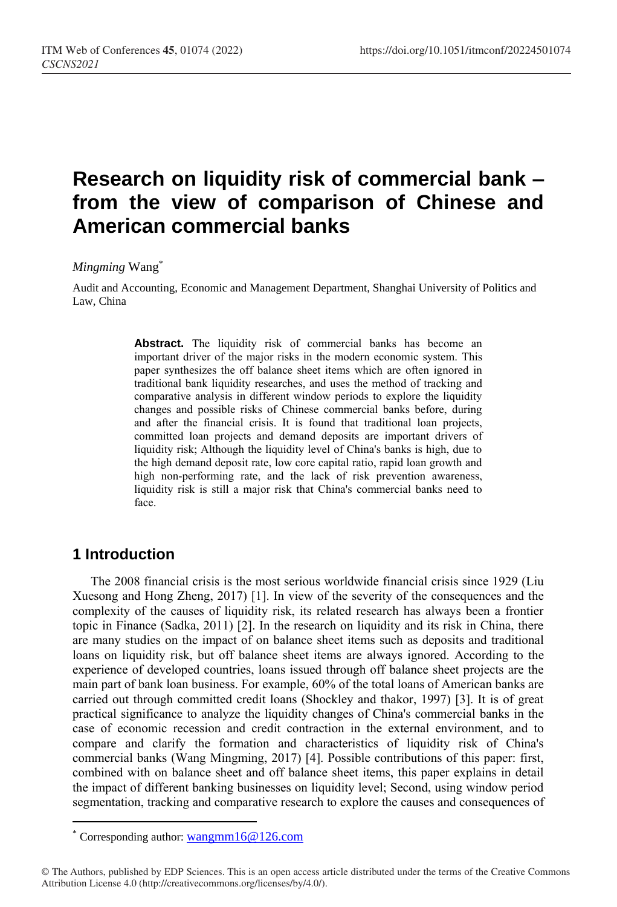# Research on liquidity risk of commercial bank – from the view of comparison of Chinese and American commercial banks

*Mingming* Wang*

Audit and Accounting, Economic and Management Department, Shanghai University of Politics and Law, China

> **Abstract.** The liquidity risk of commercial banks has become an important driver of the major risks in the modern economic system. This paper synthesizes the off balance sheet items which are often ignored in traditional bank liquidity researches, and uses the method of tracking and comparative analysis in different window periods to explore the liquidity changes and possible risks of Chinese commercial banks before, during and after the financial crisis. It is found that traditional loan projects, committed loan projects and demand deposits are important drivers of liquidity risk; Although the liquidity level of China's banks is high, due to the high demand deposit rate, low core capital ratio, rapid loan growth and high non-performing rate, and the lack of risk prevention awareness, liquidity risk is still a major risk that China's commercial banks need to face.

## 1 Introduction

The 2008 financial crisis is the most serious worldwide financial crisis since 1929 (Liu Xuesong and Hong Zheng, 2017) [1]. In view of the severity of the consequences and the complexity of the causes of liquidity risk, its related research has always been a frontier topic in Finance (Sadka, 2011) [2]. In the research on liquidity and its risk in China, there are many studies on the impact of on balance sheet items such as deposits and traditional loans on liquidity risk, but off balance sheet items are always ignored. According to the experience of developed countries, loans issued through off balance sheet projects are the main part of bank loan business. For example, 60% of the total loans of American banks are carried out through committed credit loans (Shockley and thakor, 1997) [3]. It is of great practical significance to analyze the liquidity changes of China's commercial banks in the case of economic recession and credit contraction in the external environment, and to compare and clarify the formation and characteristics of liquidity risk of China's commercial banks (Wang Mingming, 2017) [4]. Possible contributions of this paper: first, combined with on balance sheet and off balance sheet items, this paper explains in detail the impact of different banking businesses on liquidity level; Second, using window period segmentation, tracking and comparative research to explore the causes and consequences of

* Corresponding author: wangmm16@126.com

© The Authors, published by EDP Sciences. This is an open access article distributed under the terms of the Creative Commons Attribution License 4.0 (http://creativecommons.org/licenses/by/4.0/).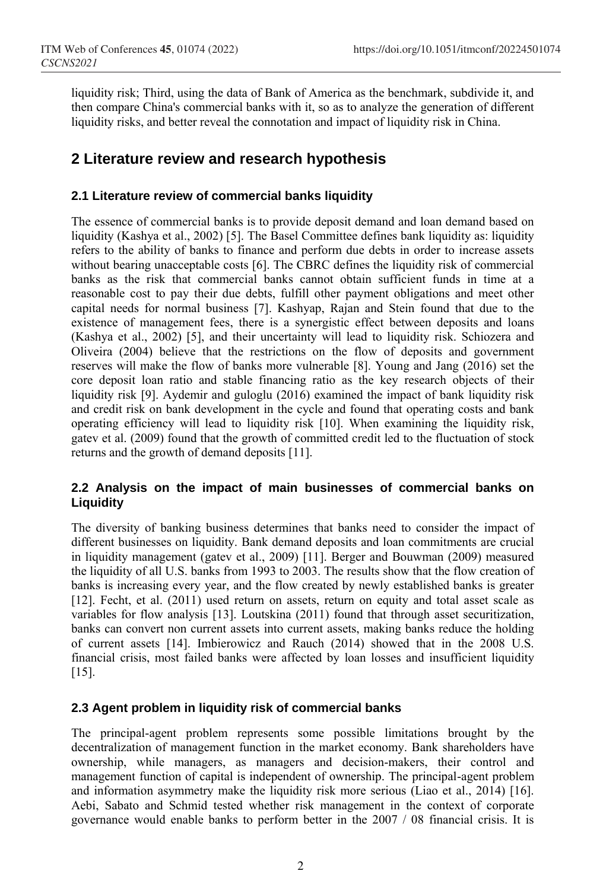liquidity risk; Third, using the data of Bank of America as the benchmark, subdivide it, and then compare China's commercial banks with it, so as to analyze the generation of different liquidity risks, and better reveal the connotation and impact of liquidity risk in China.

## 2 Literature review and research hypothesis

### 2.1 Literature review of commercial banks liquidity

The essence of commercial banks is to provide deposit demand and loan demand based on liquidity (Kashya et al., 2002) [5]. The Basel Committee defines bank liquidity as: liquidity refers to the ability of banks to finance and perform due debts in order to increase assets without bearing unacceptable costs [6]. The CBRC defines the liquidity risk of commercial banks as the risk that commercial banks cannot obtain sufficient funds in time at a reasonable cost to pay their due debts, fulfill other payment obligations and meet other capital needs for normal business [7]. Kashyap, Rajan and Stein found that due to the existence of management fees, there is a synergistic effect between deposits and loans (Kashya et al., 2002) [5], and their uncertainty will lead to liquidity risk. Schiozera and Oliveira (2004) believe that the restrictions on the flow of deposits and government reserves will make the flow of banks more vulnerable [8]. Young and Jang (2016) set the core deposit loan ratio and stable financing ratio as the key research objects of their liquidity risk [9]. Aydemir and guloglu (2016) examined the impact of bank liquidity risk and credit risk on bank development in the cycle and found that operating costs and bank operating efficiency will lead to liquidity risk [10]. When examining the liquidity risk, gatev et al. (2009) found that the growth of committed credit led to the fluctuation of stock returns and the growth of demand deposits [11].

### 2.2 Analysis on the impact of main businesses of commercial banks on Liquidity

The diversity of banking business determines that banks need to consider the impact of different businesses on liquidity. Bank demand deposits and loan commitments are crucial in liquidity management (gatev et al., 2009) [11]. Berger and Bouwman (2009) measured the liquidity of all U.S. banks from 1993 to 2003. The results show that the flow creation of banks is increasing every year, and the flow created by newly established banks is greater [12]. Fecht, et al. (2011) used return on assets, return on equity and total asset scale as variables for flow analysis [13]. Loutskina (2011) found that through asset securitization, banks can convert non current assets into current assets, making banks reduce the holding of current assets [14]. Imbierowicz and Rauch (2014) showed that in the 2008 U.S. financial crisis, most failed banks were affected by loan losses and insufficient liquidity [15].

### 2.3 Agent problem in liquidity risk of commercial banks

The principal-agent problem represents some possible limitations brought by the decentralization of management function in the market economy. Bank shareholders have ownership, while managers, as managers and decision-makers, their control and management function of capital is independent of ownership. The principal-agent problem and information asymmetry make the liquidity risk more serious (Liao et al., 2014) [16]. Aebi, Sabato and Schmid tested whether risk management in the context of corporate governance would enable banks to perform better in the 2007 / 08 financial crisis. It is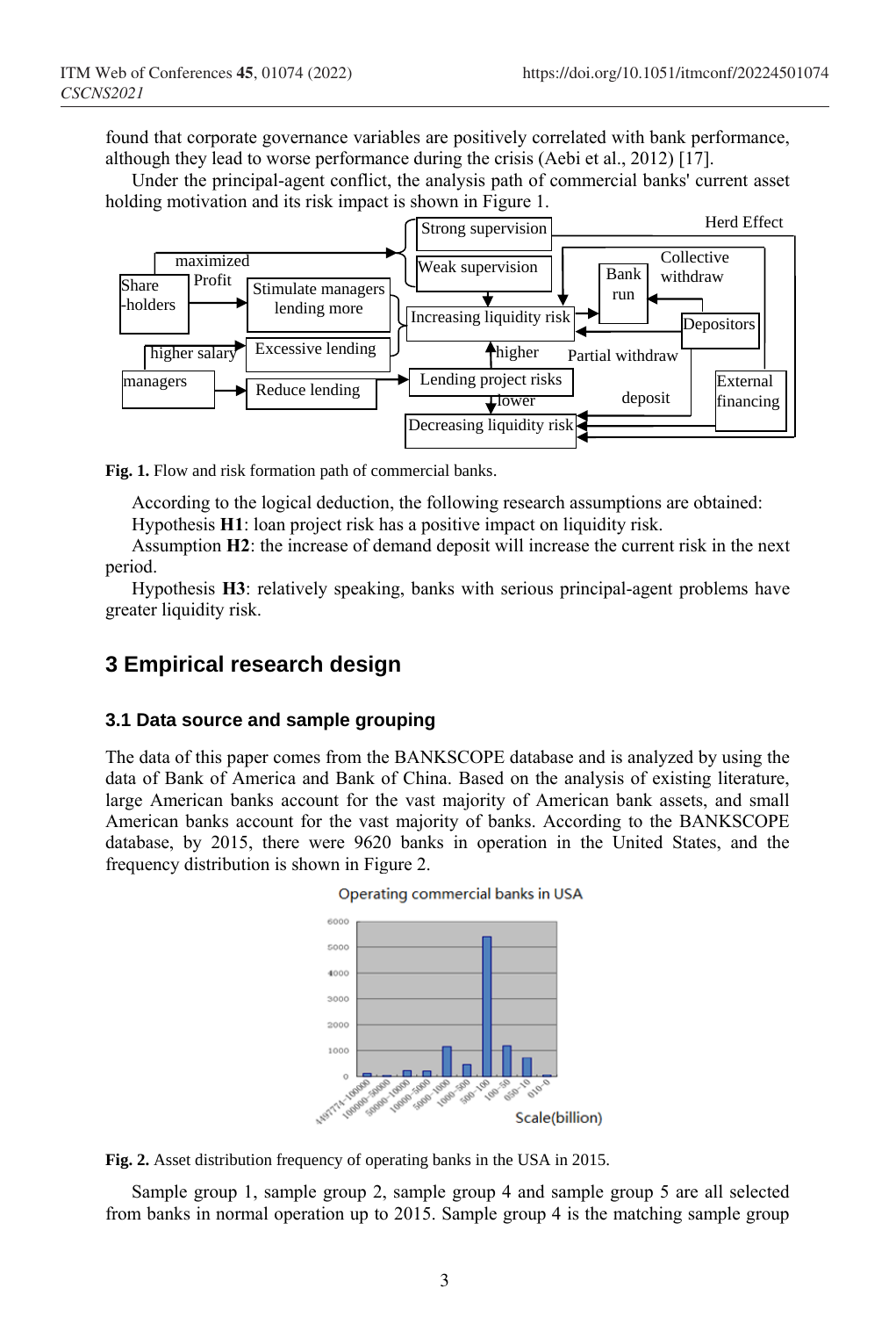found that corporate governance variables are positively correlated with bank performance, although they lead to worse performance during the crisis (Aebi et al., 2012) [17].

Under the principal-agent conflict, the analysis path of commercial banks' current asset holding motivation and its risk impact is shown in Figure 1.

**Fig. 1.** Flow and risk formation path of commercial banks.

According to the logical deduction, the following research assumptions are obtained:

Hypothesis **H1**: loan project risk has a positive impact on liquidity risk.

Assumption **H2**: the increase of demand deposit will increase the current risk in the next period.

Hypothesis **H3**: relatively speaking, banks with serious principal-agent problems have greater liquidity risk.

# 3 Empirical research design

## 3.1 Data source and sample grouping

The data of this paper comes from the BANKSCOPE database and is analyzed by using the data of Bank of America and Bank of China. Based on the analysis of existing literature, large American banks account for the vast majority of American bank assets, and small American banks account for the vast majority of banks. According to the BANKSCOPE database, by 2015, there were 9620 banks in operation in the United States, and the frequency distribution is shown in Figure 2.

**Fig. 2.** Asset distribution frequency of operating banks in the USA in 2015.

Sample group 1, sample group 2, sample group 4 and sample group 5 are all selected from banks in normal operation up to 2015. Sample group 4 is the matching sample group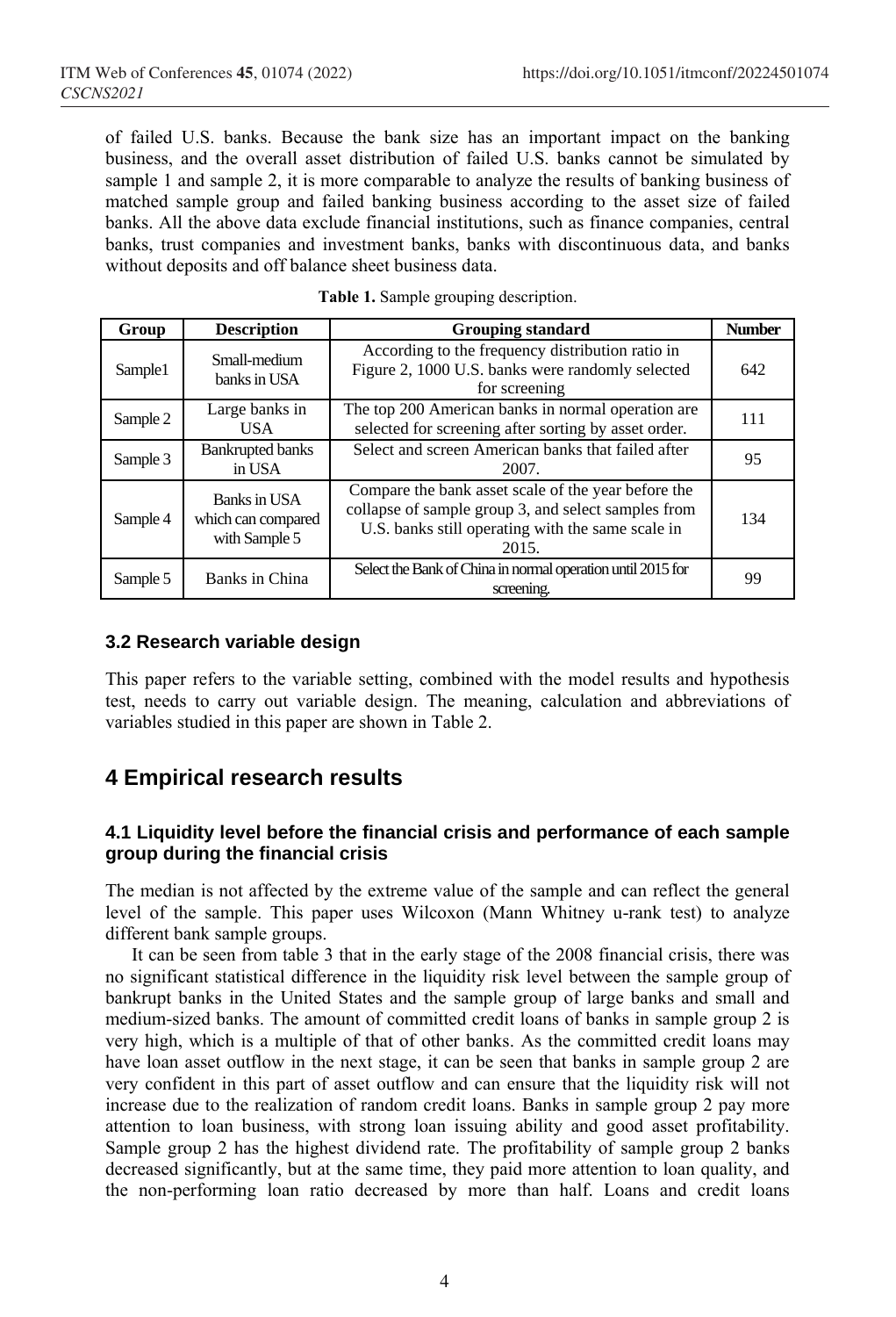of failed U.S. banks. Because the bank size has an important impact on the banking business, and the overall asset distribution of failed U.S. banks cannot be simulated by sample 1 and sample 2, it is more comparable to analyze the results of banking business of matched sample group and failed banking business according to the asset size of failed banks. All the above data exclude financial institutions, such as finance companies, central banks, trust companies and investment banks, banks with discontinuous data, and banks without deposits and off balance sheet business data.

**Table 1.** Sample grouping description.

| Group | Description | Grouping standard | Number |
|---|---|---|---|
| Sample1 | Small-medium banks in USA | According to the frequency distribution ratio in Figure 2, 1000 U.S. banks were randomly selected for screening | 642 |
| Sample 2 | Large banks in USA | The top 200 American banks in normal operation are selected for screening after sorting by asset order. | 111 |
| Sample 3 | Bankrupted banks in USA | Select and screen American banks that failed after 2007. | 95 |
| Sample 4 | Banks in USA which can compared with Sample 5 | Compare the bank asset scale of the year before the collapse of sample group 3, and select samples from U.S. banks still operating with the same scale in 2015. | 134 |
| Sample 5 | Banks in China | Select the Bank of China in normal operation until 2015 for screening. | 99 |

### 3.2 Research variable design

This paper refers to the variable setting, combined with the model results and hypothesis test, needs to carry out variable design. The meaning, calculation and abbreviations of variables studied in this paper are shown in Table 2.

## 4 Empirical research results

### 4.1 Liquidity level before the financial crisis and performance of each sample group during the financial crisis

The median is not affected by the extreme value of the sample and can reflect the general level of the sample. This paper uses Wilcoxon (Mann Whitney u-rank test) to analyze different bank sample groups.

It can be seen from table 3 that in the early stage of the 2008 financial crisis, there was no significant statistical difference in the liquidity risk level between the sample group of bankrupt banks in the United States and the sample group of large banks and small and medium-sized banks. The amount of committed credit loans of banks in sample group 2 is very high, which is a multiple of that of other banks. As the committed credit loans may have loan asset outflow in the next stage, it can be seen that banks in sample group 2 are very confident in this part of asset outflow and can ensure that the liquidity risk will not increase due to the realization of random credit loans. Banks in sample group 2 pay more attention to loan business, with strong loan issuing ability and good asset profitability. Sample group 2 has the highest dividend rate. The profitability of sample group 2 banks decreased significantly, but at the same time, they paid more attention to loan quality, and the non-performing loan ratio decreased by more than half. Loans and credit loans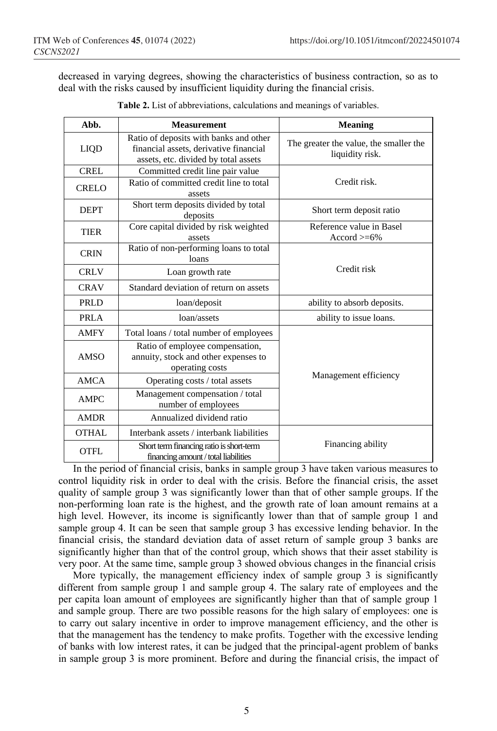decreased in varying degrees, showing the characteristics of business contraction, so as to deal with the risks caused by insufficient liquidity during the financial crisis.

**Table 2.** List of abbreviations, calculations and meanings of variables.

| Abb. | Measurement | Meaning |
|---|---|---|
| LIQD | Ratio of deposits with banks and other financial assets, derivative financial assets, etc. divided by total assets | The greater the value, the smaller the liquidity risk. |
| CREL | Committed credit line pair value | Credit risk. |
| CRELO | Ratio of committed credit line to total assets | |
| DEPT | Short term deposits divided by total deposits | Short term deposit ratio |
| TIER | Core capital divided by risk weighted assets | Reference value in Basel Accord >=6% |
| CRIN | Ratio of non-performing loans to total loans | Credit risk |
| CRLV | Loan growth rate | |
| CRAV | Standard deviation of return on assets | |
| PRLD | loan/deposit | ability to absorb deposits. |
| PRLA | loan/assets | ability to issue loans. |
| AMFY | Total loans / total number of employees | Management efficiency |
| AMSO | Ratio of employee compensation, annuity, stock and other expenses to operating costs | |
| AMCA | Operating costs / total assets | |
| AMPC | Management compensation / total number of employees | |
| AMDR | Annualized dividend ratio | |
| OTHAL | Interbank assets / interbank liabilities | Financing ability |
| OTFL | Short term financing ratio is short-term financing amount / total liabilities | |

In the period of financial crisis, banks in sample group 3 have taken various measures to control liquidity risk in order to deal with the crisis. Before the financial crisis, the asset quality of sample group 3 was significantly lower than that of other sample groups. If the non-performing loan rate is the highest, and the growth rate of loan amount remains at a high level. However, its income is significantly lower than that of sample group 1 and sample group 4. It can be seen that sample group 3 has excessive lending behavior. In the financial crisis, the standard deviation data of asset return of sample group 3 banks are significantly higher than that of the control group, which shows that their asset stability is very poor. At the same time, sample group 3 showed obvious changes in the financial crisis

More typically, the management efficiency index of sample group 3 is significantly different from sample group 1 and sample group 4. The salary rate of employees and the per capita loan amount of employees are significantly higher than that of sample group 1 and sample group. There are two possible reasons for the high salary of employees: one is to carry out salary incentive in order to improve management efficiency, and the other is that the management has the tendency to make profits. Together with the excessive lending of banks with low interest rates, it can be judged that the principal-agent problem of banks in sample group 3 is more prominent. Before and during the financial crisis, the impact of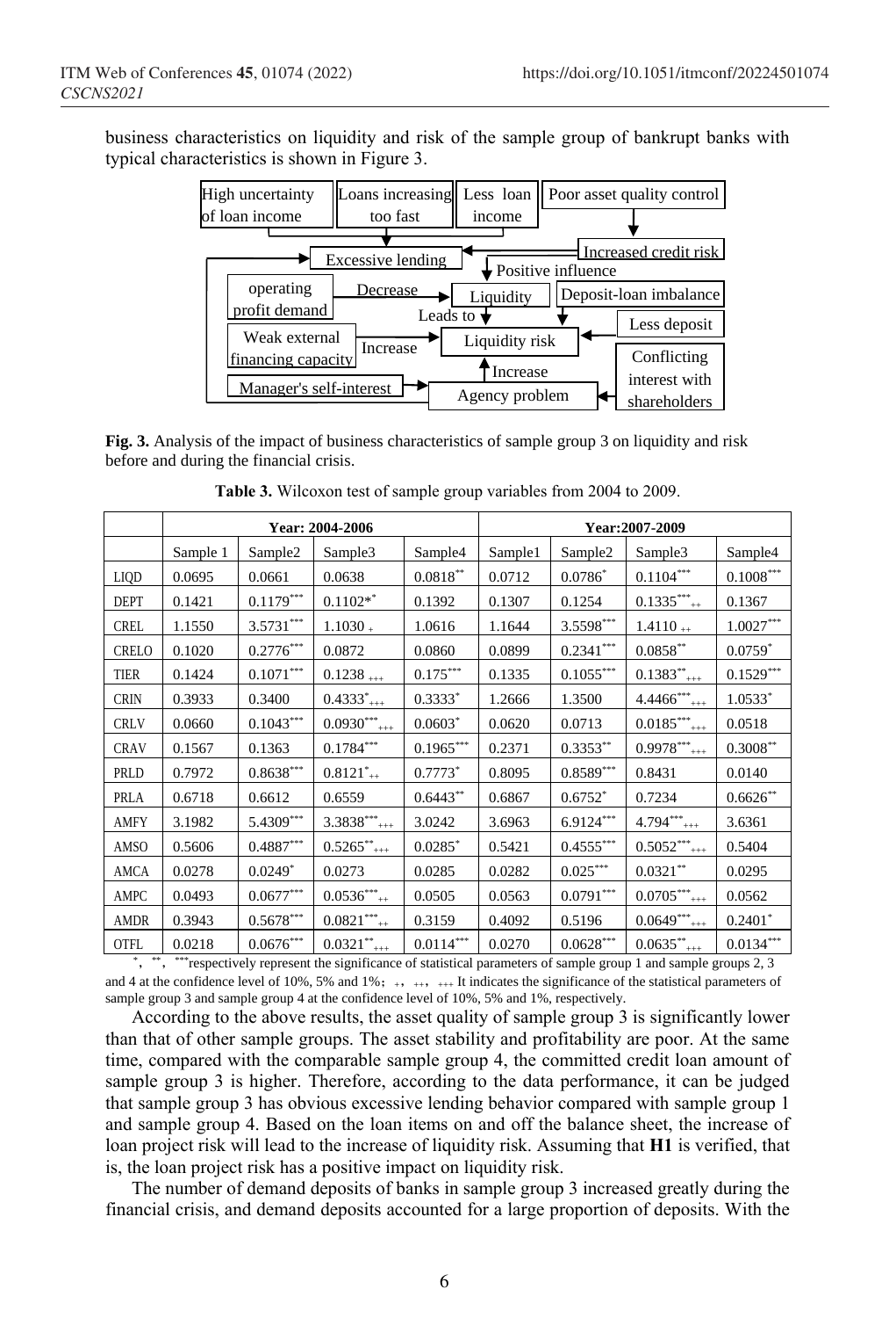business characteristics on liquidity and risk of the sample group of bankrupt banks with typical characteristics is shown in Figure 3.

**Fig. 3.** Analysis of the impact of business characteristics of sample group 3 on liquidity and risk before and during the financial crisis.

**Table 3.** Wilcoxon test of sample group variables from 2004 to 2009.

| | Year: 2004-2006 | | | | Year:2007-2009 | | | |
|---|---|---|---|---|---|---|---|---|
| | Sample 1 | Sample2 | Sample3 | Sample4 | Sample1 | Sample2 | Sample3 | Sample4 |
| LIQD | 0.0695 | 0.0661 | 0.0638 | $0.0818^{**}$ | 0.0712 | $0.0786^{*}$ | $0.1104^{***}$ | $0.1008^{***}$ |
| DEPT | 0.1421 | $0.1179^{***}$ | $0.1102*^{*}$ | 0.1392 | 0.1307 | 0.1254 | $0.1335^{***}_{++}$ | 0.1367 |
| CREL | 1.1550 | $3.5731^{***}$ | $1.1030_{+}$ | 1.0616 | 1.1644 | $3.5598^{***}$ | $1.4110_{++}$ | $1.0027^{***}$ |
| CRELO | 0.1020 | $0.2776^{***}$ | 0.0872 | 0.0860 | 0.0899 | $0.2341^{***}$ | $0.0858^{**}$ | $0.0759^{*}$ |
| TIER | 0.1424 | $0.1071^{***}$ | $0.1238_{+++}$ | $0.175^{***}$ | 0.1335 | $0.1055^{***}$ | $0.1383^{**}_{+++}$ | $0.1529^{***}$ |
| CRIN | 0.3933 | 0.3400 | $0.4333^{*}_{+++}$ | $0.3333^{*}$ | 1.2666 | 1.3500 | $4.4466^{***}_{+++}$ | $1.0533^{*}$ |
| CRLV | 0.0660 | $0.1043^{***}$ | $0.0930^{***}_{+++}$ | $0.0603^{*}$ | 0.0620 | 0.0713 | $0.0185^{***}_{+++}$ | 0.0518 |
| CRAV | 0.1567 | 0.1363 | $0.1784^{***}$ | $0.1965^{***}$ | 0.2371 | $0.3353^{**}$ | $0.9978^{***}_{+++}$ | $0.3008^{**}$ |
| PRLD | 0.7972 | $0.8638^{***}$ | $0.8121^{*}_{++}$ | $0.7773^{*}$ | 0.8095 | $0.8589^{***}$ | 0.8431 | 0.0140 |
| PRLA | 0.6718 | 0.6612 | 0.6559 | $0.6443^{**}$ | 0.6867 | $0.6752^{*}$ | 0.7234 | $0.6626^{**}$ |
| AMFY | 3.1982 | $5.4309^{***}$ | $3.3838^{***}_{+++}$ | 3.0242 | 3.6963 | $6.9124^{***}$ | $4.794^{***}_{+++}$ | 3.6361 |
| AMSO | 0.5606 | $0.4887^{***}$ | $0.5265^{**}_{+++}$ | $0.0285^{*}$ | 0.5421 | $0.4555^{***}$ | $0.5052^{***}_{+++}$ | 0.5404 |
| AMCA | 0.0278 | $0.0249^{*}$ | 0.0273 | 0.0285 | 0.0282 | $0.025^{***}$ | $0.0321^{**}$ | 0.0295 |
| AMPC | 0.0493 | $0.0677^{***}$ | $0.0536^{***}_{++}$ | 0.0505 | 0.0563 | $0.0791^{***}$ | $0.0705^{***}_{+++}$ | 0.0562 |
| AMDR | 0.3943 | $0.5678^{***}$ | $0.0821^{***}_{++}$ | 0.3159 | 0.4092 | 0.5196 | $0.0649^{***}_{+++}$ | $0.2401^{*}$ |
| OTFL | 0.0218 | $0.0676^{***}$ | $0.0321^{**}_{+++}$ | $0.0114^{***}$ | 0.0270 | $0.0628^{***}$ | $0.0635^{**}_{+++}$ | $0.0134^{***}$ |

*, **, ***respectively represent the significance of statistical parameters of sample group 1 and sample groups 2, 3 and 4 at the confidence level of 10%, 5% and 1%; +, ++, +++ It indicates the significance of the statistical parameters of sample group 3 and sample group 4 at the confidence level of 10%, 5% and 1%, respectively.

According to the above results, the asset quality of sample group 3 is significantly lower than that of other sample groups. The asset stability and profitability are poor. At the same time, compared with the comparable sample group 4, the committed credit loan amount of sample group 3 is higher. Therefore, according to the data performance, it can be judged that sample group 3 has obvious excessive lending behavior compared with sample group 1 and sample group 4. Based on the loan items on and off the balance sheet, the increase of loan project risk will lead to the increase of liquidity risk. Assuming that **H1** is verified, that is, the loan project risk has a positive impact on liquidity risk.

The number of demand deposits of banks in sample group 3 increased greatly during the financial crisis, and demand deposits accounted for a large proportion of deposits. With the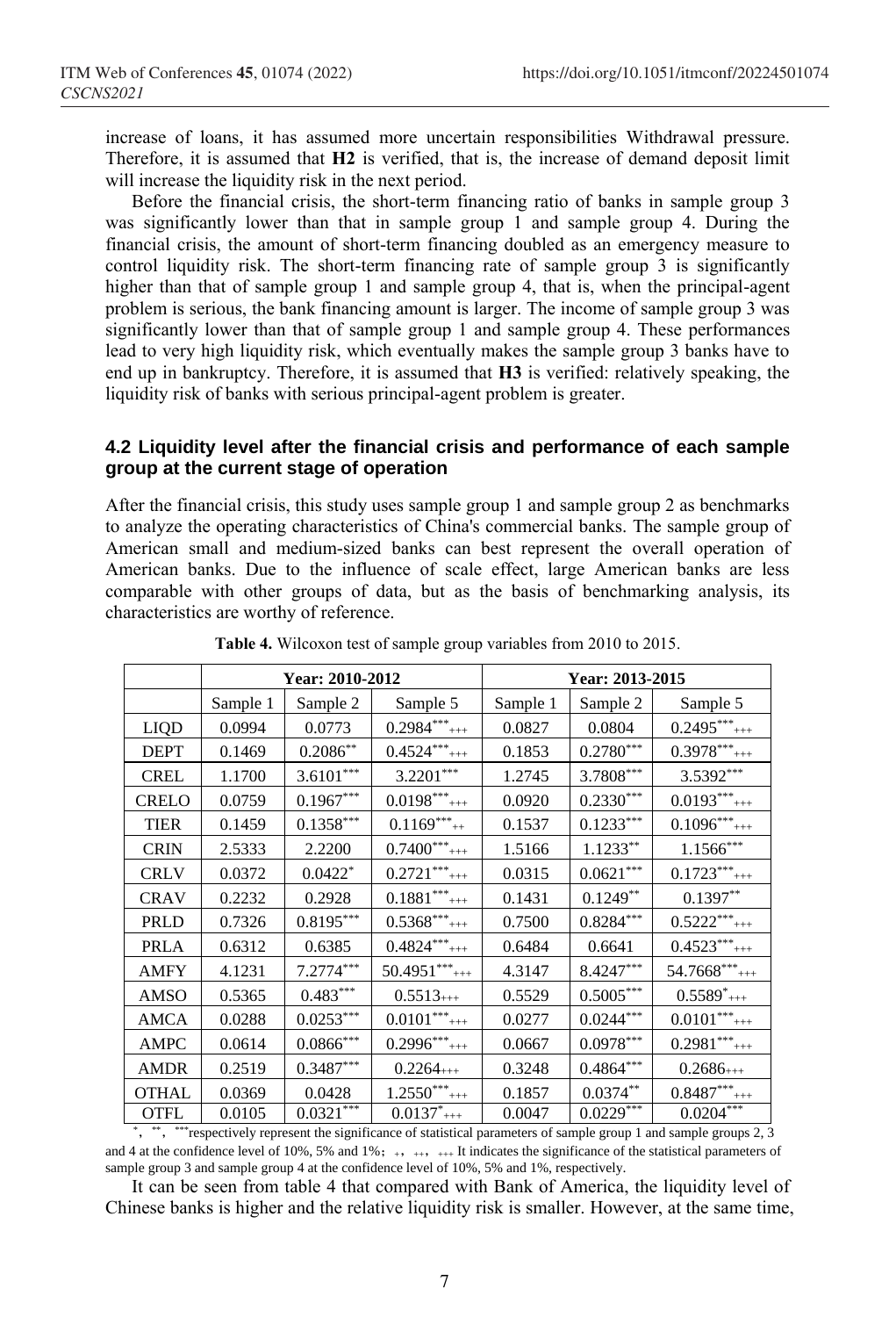increase of loans, it has assumed more uncertain responsibilities Withdrawal pressure. Therefore, it is assumed that **H2** is verified, that is, the increase of demand deposit limit will increase the liquidity risk in the next period.

Before the financial crisis, the short-term financing ratio of banks in sample group 3 was significantly lower than that in sample group 1 and sample group 4. During the financial crisis, the amount of short-term financing doubled as an emergency measure to control liquidity risk. The short-term financing rate of sample group 3 is significantly higher than that of sample group 1 and sample group 4, that is, when the principal-agent problem is serious, the bank financing amount is larger. The income of sample group 3 was significantly lower than that of sample group 1 and sample group 4. These performances lead to very high liquidity risk, which eventually makes the sample group 3 banks have to end up in bankruptcy. Therefore, it is assumed that **H3** is verified: relatively speaking, the liquidity risk of banks with serious principal-agent problem is greater.

### 4.2 Liquidity level after the financial crisis and performance of each sample group at the current stage of operation

After the financial crisis, this study uses sample group 1 and sample group 2 as benchmarks to analyze the operating characteristics of China's commercial banks. The sample group of American small and medium-sized banks can best represent the overall operation of American banks. Due to the influence of scale effect, large American banks are less comparable with other groups of data, but as the basis of benchmarking analysis, its characteristics are worthy of reference.

**Table 4.** Wilcoxon test of sample group variables from 2010 to 2015.

| | Year: 2010-2012 | | | Year: 2013-2015 | | |
|---|---|---|---|---|---|---|
| | Sample 1 | Sample 2 | Sample 5 | Sample 1 | Sample 2 | Sample 5 |
| LIQD | 0.0994 | 0.0773 | $0.2984^{***}_{+++}$ | 0.0827 | 0.0804 | $0.2495^{***}_{+++}$ |
| DEPT | 0.1469 | $0.2086^{**}$ | $0.4524^{***}_{+++}$ | 0.1853 | $0.2780^{***}$ | $0.3978^{***}_{+++}$ |
| CREL | 1.1700 | $3.6101^{***}$ | $3.2201^{***}$ | 1.2745 | $3.7808^{***}$ | $3.5392^{***}$ |
| CRELO | 0.0759 | $0.1967^{***}$ | $0.0198^{***}_{+++}$ | 0.0920 | $0.2330^{***}$ | $0.0193^{***}_{+++}$ |
| TIER | 0.1459 | $0.1358^{***}$ | $0.1169^{***}_{++}$ | 0.1537 | $0.1233^{***}$ | $0.1096^{***}_{+++}$ |
| CRIN | 2.5333 | 2.2200 | $0.7400^{***}_{+++}$ | 1.5166 | $1.1233^{**}$ | $1.1566^{***}$ |
| CRLV | 0.0372 | $0.0422^{*}$ | $0.2721^{***}_{+++}$ | 0.0315 | $0.0621^{***}$ | $0.1723^{***}_{+++}$ |
| CRAV | 0.2232 | 0.2928 | $0.1881^{***}_{+++}$ | 0.1431 | $0.1249^{**}$ | $0.1397^{**}$ |
| PRLD | 0.7326 | $0.8195^{***}$ | $0.5368^{***}_{+++}$ | 0.7500 | $0.8284^{***}$ | $0.5222^{***}_{+++}$ |
| PRLA | 0.6312 | 0.6385 | $0.4824^{***}_{+++}$ | 0.6484 | 0.6641 | $0.4523^{***}_{+++}$ |
| AMFY | 4.1231 | $7.2774^{***}$ | $50.4951^{***}_{+++}$ | 4.3147 | $8.4247^{***}$ | $54.7668^{***}_{+++}$ |
| AMSO | 0.5365 | $0.483^{***}$ | $0.5513_{+++}$ | 0.5529 | $0.5005^{***}$ | $0.5589^{*}_{+++}$ |
| AMCA | 0.0288 | $0.0253^{***}$ | $0.0101^{***}_{+++}$ | 0.0277 | $0.0244^{***}$ | $0.0101^{***}_{+++}$ |
| AMPC | 0.0614 | $0.0866^{***}$ | $0.2996^{***}_{+++}$ | 0.0667 | $0.0978^{***}$ | $0.2981^{***}_{+++}$ |
| AMDR | 0.2519 | $0.3487^{***}$ | $0.2264_{+++}$ | 0.3248 | $0.4864^{***}$ | $0.2686_{+++}$ |
| OTHAL | 0.0369 | 0.0428 | $1.2550^{***}_{+++}$ | 0.1857 | $0.0374^{**}$ | $0.8487^{***}_{+++}$ |
| OTFL | 0.0105 | $0.0321^{***}$ | $0.0137^{*}_{+++}$ | 0.0047 | $0.0229^{***}$ | $0.0204^{***}$ |

$^{*}$, $^{**}$, $^{***}$ respectively represent the significance of statistical parameters of sample group 1 and sample groups 2, 3 and 4 at the confidence level of 10%, 5% and 1%; $_{+}$, $_{++}$, $_{+++}$ It indicates the significance of the statistical parameters of sample group 3 and sample group 4 at the confidence level of 10%, 5% and 1%, respectively.

It can be seen from table 4 that compared with Bank of America, the liquidity level of Chinese banks is higher and the relative liquidity risk is smaller. However, at the same time,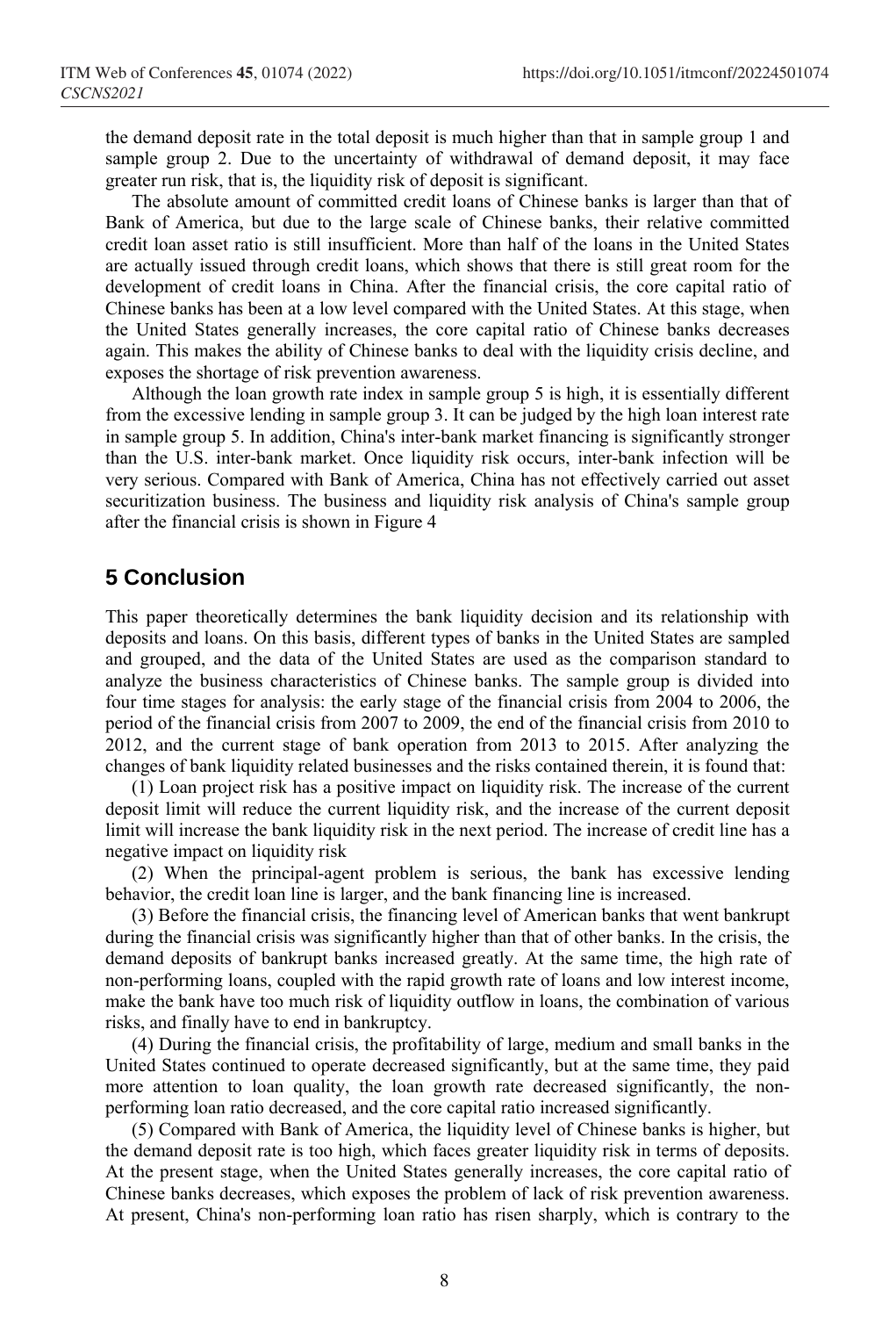the demand deposit rate in the total deposit is much higher than that in sample group 1 and sample group 2. Due to the uncertainty of withdrawal of demand deposit, it may face greater run risk, that is, the liquidity risk of deposit is significant.

The absolute amount of committed credit loans of Chinese banks is larger than that of Bank of America, but due to the large scale of Chinese banks, their relative committed credit loan asset ratio is still insufficient. More than half of the loans in the United States are actually issued through credit loans, which shows that there is still great room for the development of credit loans in China. After the financial crisis, the core capital ratio of Chinese banks has been at a low level compared with the United States. At this stage, when the United States generally increases, the core capital ratio of Chinese banks decreases again. This makes the ability of Chinese banks to deal with the liquidity crisis decline, and exposes the shortage of risk prevention awareness.

Although the loan growth rate index in sample group 5 is high, it is essentially different from the excessive lending in sample group 3. It can be judged by the high loan interest rate in sample group 5. In addition, China's inter-bank market financing is significantly stronger than the U.S. inter-bank market. Once liquidity risk occurs, inter-bank infection will be very serious. Compared with Bank of America, China has not effectively carried out asset securitization business. The business and liquidity risk analysis of China's sample group after the financial crisis is shown in Figure 4

## 5 Conclusion

This paper theoretically determines the bank liquidity decision and its relationship with deposits and loans. On this basis, different types of banks in the United States are sampled and grouped, and the data of the United States are used as the comparison standard to analyze the business characteristics of Chinese banks. The sample group is divided into four time stages for analysis: the early stage of the financial crisis from 2004 to 2006, the period of the financial crisis from 2007 to 2009, the end of the financial crisis from 2010 to 2012, and the current stage of bank operation from 2013 to 2015. After analyzing the changes of bank liquidity related businesses and the risks contained therein, it is found that:

(1) Loan project risk has a positive impact on liquidity risk. The increase of the current deposit limit will reduce the current liquidity risk, and the increase of the current deposit limit will increase the bank liquidity risk in the next period. The increase of credit line has a negative impact on liquidity risk

(2) When the principal-agent problem is serious, the bank has excessive lending behavior, the credit loan line is larger, and the bank financing line is increased.

(3) Before the financial crisis, the financing level of American banks that went bankrupt during the financial crisis was significantly higher than that of other banks. In the crisis, the demand deposits of bankrupt banks increased greatly. At the same time, the high rate of non-performing loans, coupled with the rapid growth rate of loans and low interest income, make the bank have too much risk of liquidity outflow in loans, the combination of various risks, and finally have to end in bankruptcy.

(4) During the financial crisis, the profitability of large, medium and small banks in the United States continued to operate decreased significantly, but at the same time, they paid more attention to loan quality, the loan growth rate decreased significantly, the non-performing loan ratio decreased, and the core capital ratio increased significantly.

(5) Compared with Bank of America, the liquidity level of Chinese banks is higher, but the demand deposit rate is too high, which faces greater liquidity risk in terms of deposits. At the present stage, when the United States generally increases, the core capital ratio of Chinese banks decreases, which exposes the problem of lack of risk prevention awareness. At present, China's non-performing loan ratio has risen sharply, which is contrary to the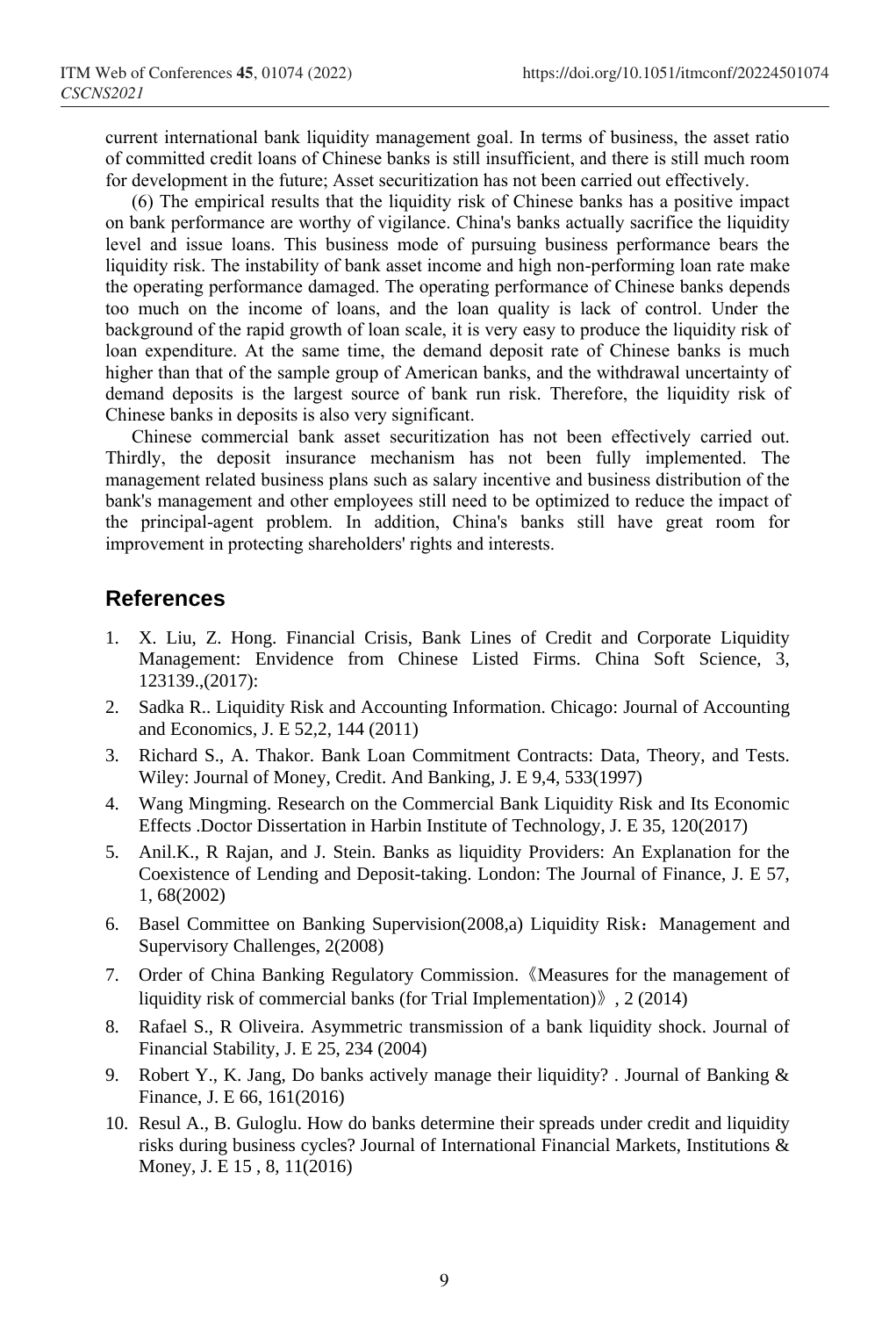current international bank liquidity management goal. In terms of business, the asset ratio of committed credit loans of Chinese banks is still insufficient, and there is still much room for development in the future; Asset securitization has not been carried out effectively.

(6) The empirical results that the liquidity risk of Chinese banks has a positive impact on bank performance are worthy of vigilance. China's banks actually sacrifice the liquidity level and issue loans. This business mode of pursuing business performance bears the liquidity risk. The instability of bank asset income and high non-performing loan rate make the operating performance damaged. The operating performance of Chinese banks depends too much on the income of loans, and the loan quality is lack of control. Under the background of the rapid growth of loan scale, it is very easy to produce the liquidity risk of loan expenditure. At the same time, the demand deposit rate of Chinese banks is much higher than that of the sample group of American banks, and the withdrawal uncertainty of demand deposits is the largest source of bank run risk. Therefore, the liquidity risk of Chinese banks in deposits is also very significant.

Chinese commercial bank asset securitization has not been effectively carried out. Thirdly, the deposit insurance mechanism has not been fully implemented. The management related business plans such as salary incentive and business distribution of the bank's management and other employees still need to be optimized to reduce the impact of the principal-agent problem. In addition, China's banks still have great room for improvement in protecting shareholders' rights and interests.

## References

1. X. Liu, Z. Hong. Financial Crisis, Bank Lines of Credit and Corporate Liquidity Management: Envidence from Chinese Listed Firms. China Soft Science, 3, 123139.,(2017):
2. Sadka R.. Liquidity Risk and Accounting Information. Chicago: Journal of Accounting and Economics, J. E 52,2, 144 (2011)
3. Richard S., A. Thakor. Bank Loan Commitment Contracts: Data, Theory, and Tests. Wiley: Journal of Money, Credit. And Banking, J. E 9,4, 533(1997)
4. Wang Mingming. Research on the Commercial Bank Liquidity Risk and Its Economic Effects .Doctor Dissertation in Harbin Institute of Technology, J. E 35, 120(2017)
5. Anil.K., R Rajan, and J. Stein. Banks as liquidity Providers: An Explanation for the Coexistence of Lending and Deposit-taking. London: The Journal of Finance, J. E 57, 1, 68(2002)
6. Basel Committee on Banking Supervision(2008,a) Liquidity Risk：Management and Supervisory Challenges, 2(2008)
7. Order of China Banking Regulatory Commission.《Measures for the management of liquidity risk of commercial banks (for Trial Implementation)》, 2 (2014)
8. Rafael S., R Oliveira. Asymmetric transmission of a bank liquidity shock. Journal of Financial Stability, J. E 25, 234 (2004)
9. Robert Y., K. Jang, Do banks actively manage their liquidity? . Journal of Banking & Finance, J. E 66, 161(2016)
10. Resul A., B. Guloglu. How do banks determine their spreads under credit and liquidity risks during business cycles? Journal of International Financial Markets, Institutions & Money, J. E 15 , 8, 11(2016)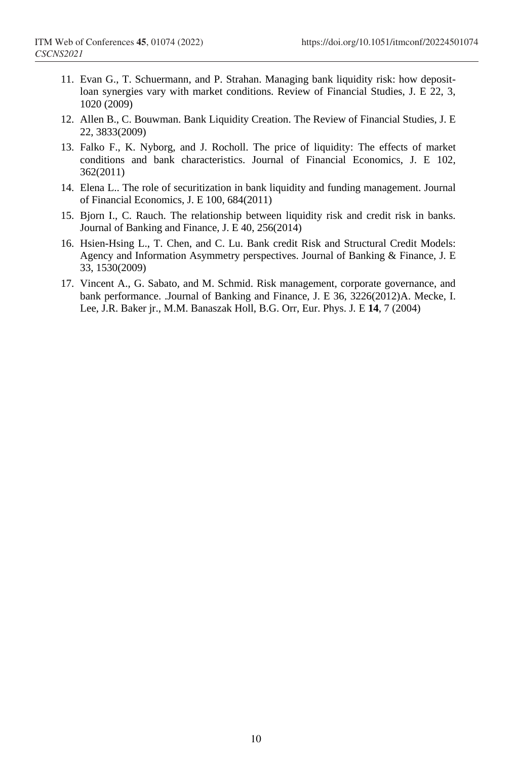11. Evan G., T. Schuermann, and P. Strahan. Managing bank liquidity risk: how deposit-loan synergies vary with market conditions. Review of Financial Studies, J. E 22, 3, 1020 (2009)
12. Allen B., C. Bouwman. Bank Liquidity Creation. The Review of Financial Studies, J. E 22, 3833(2009)
13. Falko F., K. Nyborg, and J. Rocholl. The price of liquidity: The effects of market conditions and bank characteristics. Journal of Financial Economics, J. E 102, 362(2011)
14. Elena L.. The role of securitization in bank liquidity and funding management. Journal of Financial Economics, J. E 100, 684(2011)
15. Bjorn I., C. Rauch. The relationship between liquidity risk and credit risk in banks. Journal of Banking and Finance, J. E 40, 256(2014)
16. Hsien-Hsing L., T. Chen, and C. Lu. Bank credit Risk and Structural Credit Models: Agency and Information Asymmetry perspectives. Journal of Banking & Finance, J. E 33, 1530(2009)
17. Vincent A., G. Sabato, and M. Schmid. Risk management, corporate governance, and bank performance. .Journal of Banking and Finance, J. E 36, 3226(2012)A. Mecke, I. Lee, J.R. Baker jr., M.M. Banaszak Holl, B.G. Orr, Eur. Phys. J. E **14**, 7 (2004)